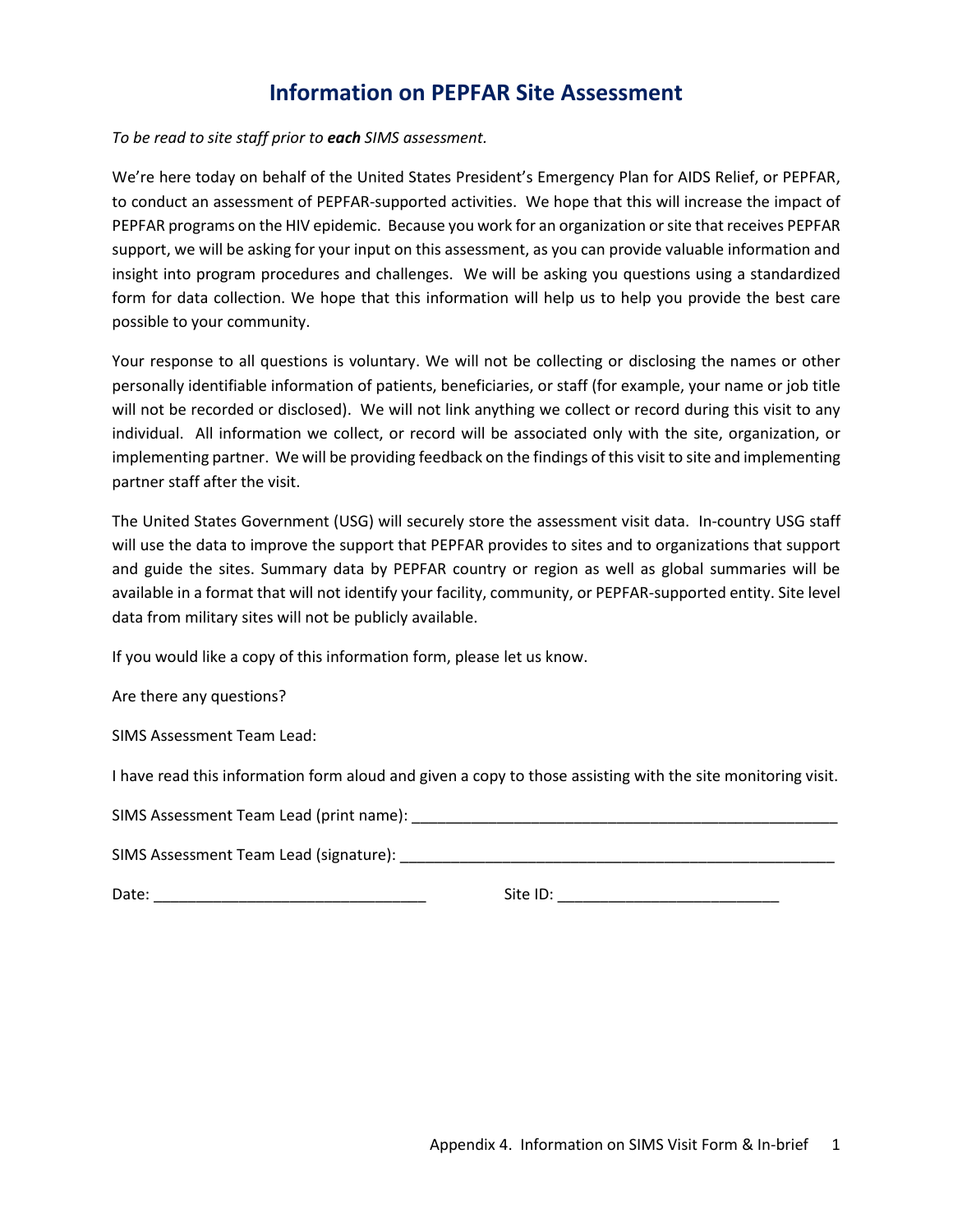# Information on PEPFAR Site Assessment

*To be read to site staff prior to **each** SIMS assessment.*

We're here today on behalf of the United States President's Emergency Plan for AIDS Relief, or PEPFAR, to conduct an assessment of PEPFAR-supported activities. We hope that this will increase the impact of PEPFAR programs on the HIV epidemic. Because you work for an organization or site that receives PEPFAR support, we will be asking for your input on this assessment, as you can provide valuable information and insight into program procedures and challenges. We will be asking you questions using a standardized form for data collection. We hope that this information will help us to help you provide the best care possible to your community.

Your response to all questions is voluntary. We will not be collecting or disclosing the names or other personally identifiable information of patients, beneficiaries, or staff (for example, your name or job title will not be recorded or disclosed). We will not link anything we collect or record during this visit to any individual. All information we collect, or record will be associated only with the site, organization, or implementing partner. We will be providing feedback on the findings of this visit to site and implementing partner staff after the visit.

The United States Government (USG) will securely store the assessment visit data. In-country USG staff will use the data to improve the support that PEPFAR provides to sites and to organizations that support and guide the sites. Summary data by PEPFAR country or region as well as global summaries will be available in a format that will not identify your facility, community, or PEPFAR-supported entity. Site level data from military sites will not be publicly available.

If you would like a copy of this information form, please let us know.

Are there any questions?

SIMS Assessment Team Lead:

I have read this information form aloud and given a copy to those assisting with the site monitoring visit.

SIMS Assessment Team Lead (print name): ____________________________________________________

SIMS Assessment Team Lead (signature): _____________________________________________________

Date: ________________________________ Site ID: __________________________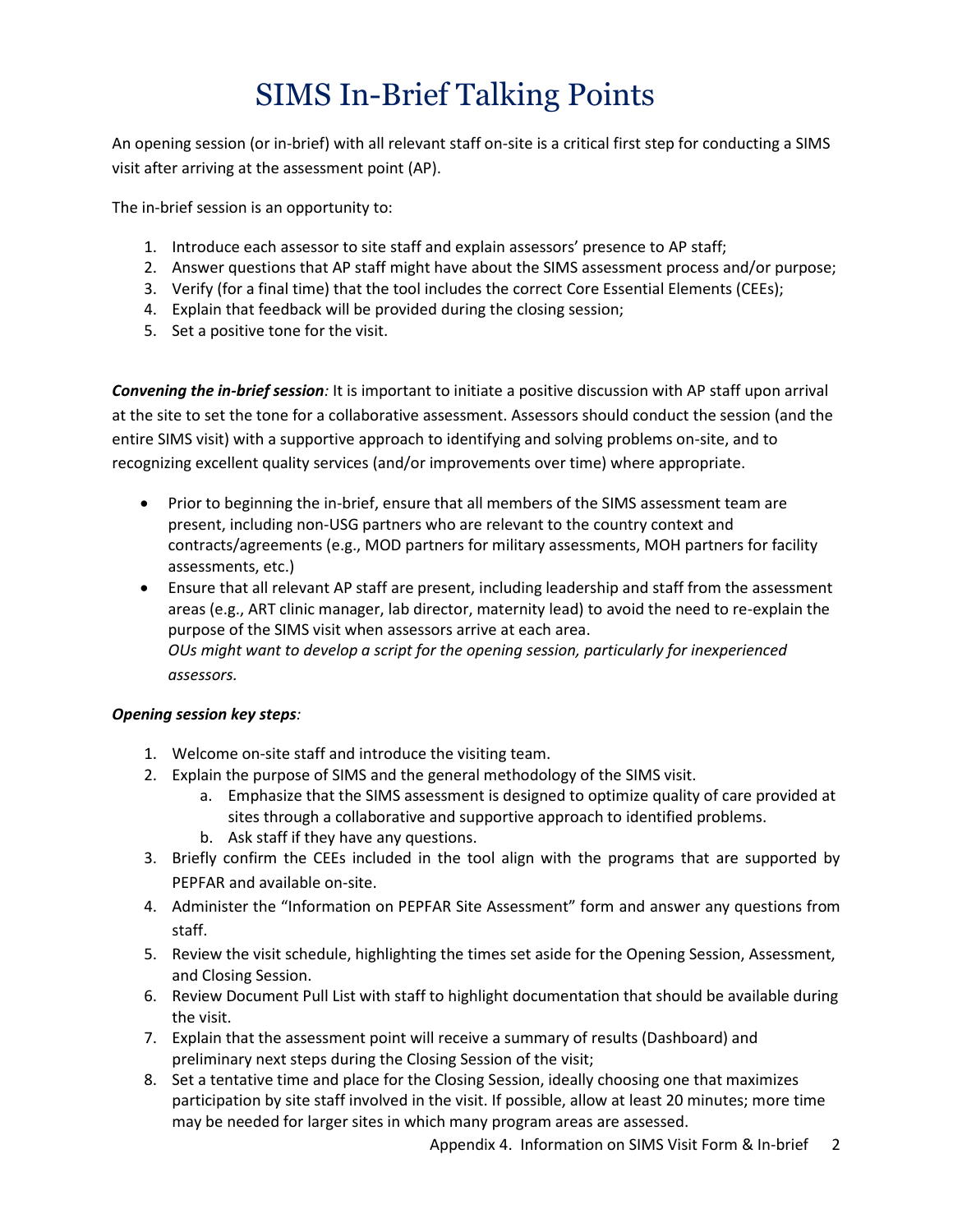# SIMS In-Brief Talking Points

An opening session (or in-brief) with all relevant staff on-site is a critical first step for conducting a SIMS visit after arriving at the assessment point (AP).

The in-brief session is an opportunity to:

1. Introduce each assessor to site staff and explain assessors' presence to AP staff;
2. Answer questions that AP staff might have about the SIMS assessment process and/or purpose;
3. Verify (for a final time) that the tool includes the correct Core Essential Elements (CEEs);
4. Explain that feedback will be provided during the closing session;
5. Set a positive tone for the visit.

***Convening the in-brief session**:* It is important to initiate a positive discussion with AP staff upon arrival at the site to set the tone for a collaborative assessment. Assessors should conduct the session (and the entire SIMS visit) with a supportive approach to identifying and solving problems on-site, and to recognizing excellent quality services (and/or improvements over time) where appropriate.

- Prior to beginning the in-brief, ensure that all members of the SIMS assessment team are present, including non-USG partners who are relevant to the country context and contracts/agreements (e.g., MOD partners for military assessments, MOH partners for facility assessments, etc.)
- Ensure that all relevant AP staff are present, including leadership and staff from the assessment areas (e.g., ART clinic manager, lab director, maternity lead) to avoid the need to re-explain the purpose of the SIMS visit when assessors arrive at each area.
  *OUs might want to develop a script for the opening session, particularly for inexperienced assessors.*

***Opening session key steps**:*

1. Welcome on-site staff and introduce the visiting team.
2. Explain the purpose of SIMS and the general methodology of the SIMS visit.
    a. Emphasize that the SIMS assessment is designed to optimize quality of care provided at sites through a collaborative and supportive approach to identified problems.
    b. Ask staff if they have any questions.
3. Briefly confirm the CEEs included in the tool align with the programs that are supported by PEPFAR and available on-site.
4. Administer the "Information on PEPFAR Site Assessment" form and answer any questions from staff.
5. Review the visit schedule, highlighting the times set aside for the Opening Session, Assessment, and Closing Session.
6. Review Document Pull List with staff to highlight documentation that should be available during the visit.
7. Explain that the assessment point will receive a summary of results (Dashboard) and preliminary next steps during the Closing Session of the visit;
8. Set a tentative time and place for the Closing Session, ideally choosing one that maximizes participation by site staff involved in the visit. If possible, allow at least 20 minutes; more time may be needed for larger sites in which many program areas are assessed.